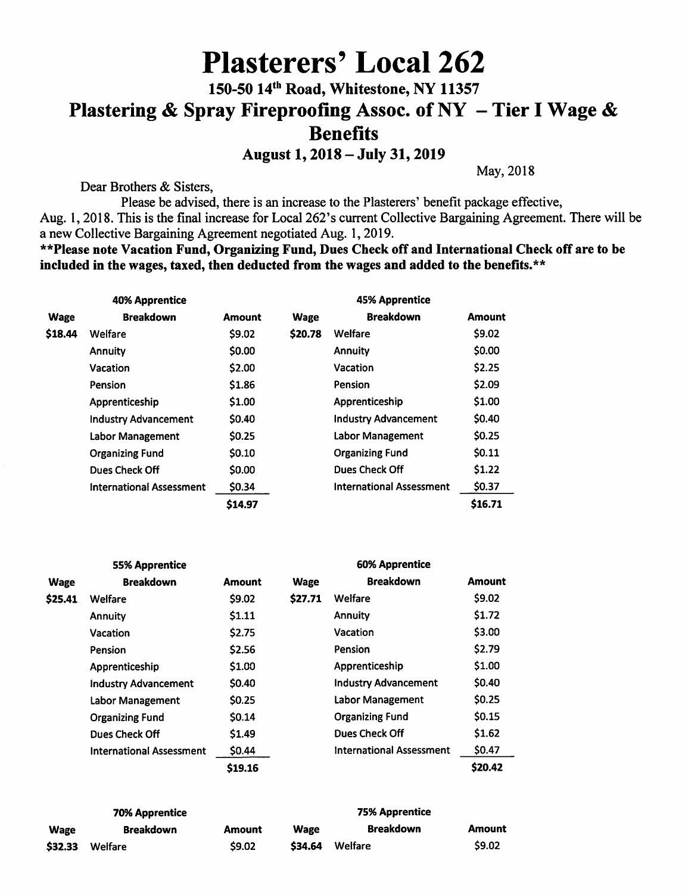# Plasterers' Local 262

## 150-50 14th Road, Whitestone, NY 11357

## Plastering & Spray Fireproofing Assoc. of NY – Tier I Wage & Benefits

### August 1, 2018 – July 31, 2019

May, 2018

Dear Brothers & Sisters,

Please be advised, there is an increase to the Plasterers' benefit package effective, Aug. 1, 2018. This is the final increase for Local 262's current Collective Bargaining Agreement. There will be a new Collective Bargaining Agreement negotiated Aug. 1, 2019.

**\*\*Please note Vacation Fund, Organizing Fund, Dues Check off and International Check off are to be included in the wages, taxed, then deducted from the wages and added to the benefits.\*\***

| | 40% Apprentice | | | 45% Apprentice | |
|---|---|---|---|---|---|
| **Wage** | **Breakdown** | **Amount** | **Wage** | **Breakdown** | **Amount** |
| $18.44 | Welfare | $9.02 | $20.78 | Welfare | $9.02 |
| | Annuity | $0.00 | | Annuity | $0.00 |
| | Vacation | $2.00 | | Vacation | $2.25 |
| | Pension | $1.86 | | Pension | $2.09 |
| | Apprenticeship | $1.00 | | Apprenticeship | $1.00 |
| | Industry Advancement | $0.40 | | Industry Advancement | $0.40 |
| | Labor Management | $0.25 | | Labor Management | $0.25 |
| | Organizing Fund | $0.10 | | Organizing Fund | $0.11 |
| | Dues Check Off | $0.00 | | Dues Check Off | $1.22 |
| | International Assessment | $0.34 | | International Assessment | $0.37 |
| | | $14.97 | | | $16.71 |

| | 55% Apprentice | | | 60% Apprentice | |
|---|---|---|---|---|---|
| **Wage** | **Breakdown** | **Amount** | **Wage** | **Breakdown** | **Amount** |
| $25.41 | Welfare | $9.02 | $27.71 | Welfare | $9.02 |
| | Annuity | $1.11 | | Annuity | $1.72 |
| | Vacation | $2.75 | | Vacation | $3.00 |
| | Pension | $2.56 | | Pension | $2.79 |
| | Apprenticeship | $1.00 | | Apprenticeship | $1.00 |
| | Industry Advancement | $0.40 | | Industry Advancement | $0.40 |
| | Labor Management | $0.25 | | Labor Management | $0.25 |
| | Organizing Fund | $0.14 | | Organizing Fund | $0.15 |
| | Dues Check Off | $1.49 | | Dues Check Off | $1.62 |
| | International Assessment | $0.44 | | International Assessment | $0.47 |
| | | $19.16 | | | $20.42 |

| | 70% Apprentice | | | 75% Apprentice | |
|---|---|---|---|---|---|
| **Wage** | **Breakdown** | **Amount** | **Wage** | **Breakdown** | **Amount** |
| $32.33 | Welfare | $9.02 | $34.64 | Welfare | $9.02 |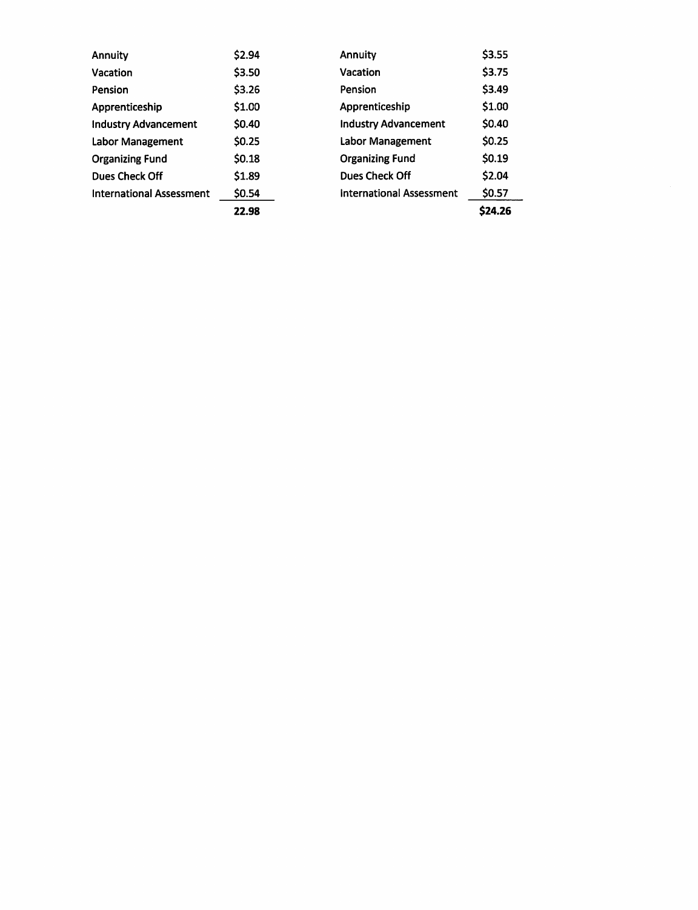| | |
|---|---|
| Annuity | $2.94 |
| Vacation | $3.50 |
| Pension | $3.26 |
| Apprenticeship | $1.00 |
| Industry Advancement | $0.40 |
| Labor Management | $0.25 |
| Organizing Fund | $0.18 |
| Dues Check Off | $1.89 |
| International Assessment | $0.54 |
| | **22.98** |

| | |
|---|---|
| Annuity | $3.55 |
| Vacation | $3.75 |
| Pension | $3.49 |
| Apprenticeship | $1.00 |
| Industry Advancement | $0.40 |
| Labor Management | $0.25 |
| Organizing Fund | $0.19 |
| Dues Check Off | $2.04 |
| International Assessment | $0.57 |
| | **$24.26** |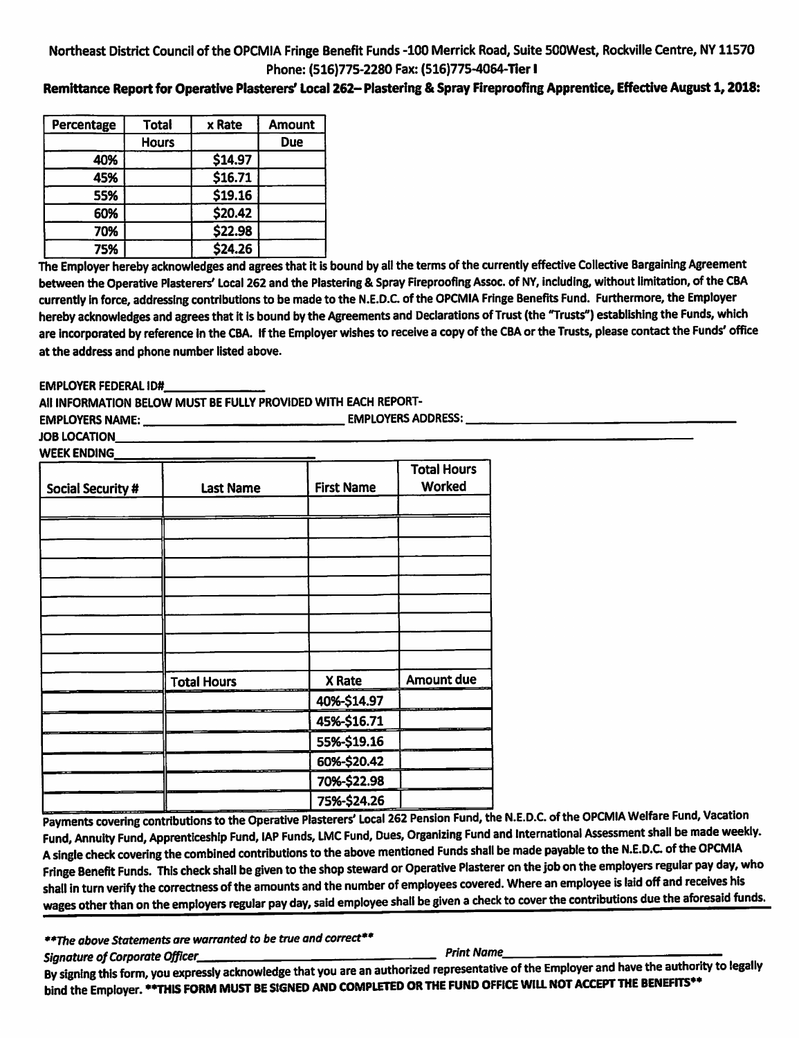Northeast District Council of the OPCMIA Fringe Benefit Funds -100 Merrick Road, Suite 500West, Rockville Centre, NY 11570
Phone: (516)775-2280 Fax: (516)775-4064-**Tier I**

**Remittance Report for Operative Plasterers' Local 262– Plastering & Spray Fireproofing Apprentice, Effective August 1, 2018:**

| Percentage | Total Hours | x Rate | Amount Due |
|---|---|---|---|
| 40% | | $14.97 | |
| 45% | | $16.71 | |
| 55% | | $19.16 | |
| 60% | | $20.42 | |
| 70% | | $22.98 | |
| 75% | | $24.26 | |

The Employer hereby acknowledges and agrees that it is bound by all the terms of the currently effective Collective Bargaining Agreement between the Operative Plasterers' Local 262 and the Plastering & Spray Fireproofing Assoc. of NY, including, without limitation, of the CBA currently in force, addressing contributions to be made to the N.E.D.C. of the OPCMIA Fringe Benefits Fund. Furthermore, the Employer hereby acknowledges and agrees that it is bound by the Agreements and Declarations of Trust (the "Trusts") establishing the Funds, which are incorporated by reference in the CBA. If the Employer wishes to receive a copy of the CBA or the Trusts, please contact the Funds' office at the address and phone number listed above.

EMPLOYER FEDERAL ID#_______________

All INFORMATION BELOW MUST BE FULLY PROVIDED WITH EACH REPORT-

EMPLOYERS NAME: ____________________________ EMPLOYERS ADDRESS: ________________________________________

JOB LOCATION_______________________________________________________________________________

WEEK ENDING____________________________

| Social Security # | Last Name | First Name | Total Hours Worked |
|---|---|---|---|
| | | | |
| | | | |
| | | | |
| | | | |
| | | | |
| | | | |
| | | | |
| | | | |
| | | | |
| | Total Hours | X Rate | Amount due |
| | | 40%-$14.97 | |
| | | 45%-$16.71 | |
| | | 55%-$19.16 | |
| | | 60%-$20.42 | |
| | | 70%-$22.98 | |
| | | 75%-$24.26 | |

Payments covering contributions to the Operative Plasterers' Local 262 Pension Fund, the N.E.D.C. of the OPCMIA Welfare Fund, Vacation Fund, Annuity Fund, Apprenticeship Fund, IAP Funds, LMC Fund, Dues, Organizing Fund and International Assessment shall be made weekly. A single check covering the combined contributions to the above mentioned Funds shall be made payable to the N.E.D.C. of the OPCMIA Fringe Benefit Funds. This check shall be given to the shop steward or Operative Plasterer on the job on the employers regular pay day, who shall in turn verify the correctness of the amounts and the number of employees covered. Where an employee is laid off and receives his wages other than on the employers regular pay day, said employee shall be given a check to cover the contributions due the aforesaid funds.

***\*\*The above Statements are warranted to be true and correct\*\****

*Signature of Corporate Officer*______________________________ *Print Name*__________________________

By signing this form, you expressly acknowledge that you are an authorized representative of the Employer and have the authority to legally bind the Employer. **\*\*THIS FORM MUST BE SIGNED AND COMPLETED OR THE FUND OFFICE WILL NOT ACCEPT THE BENEFITS\*\***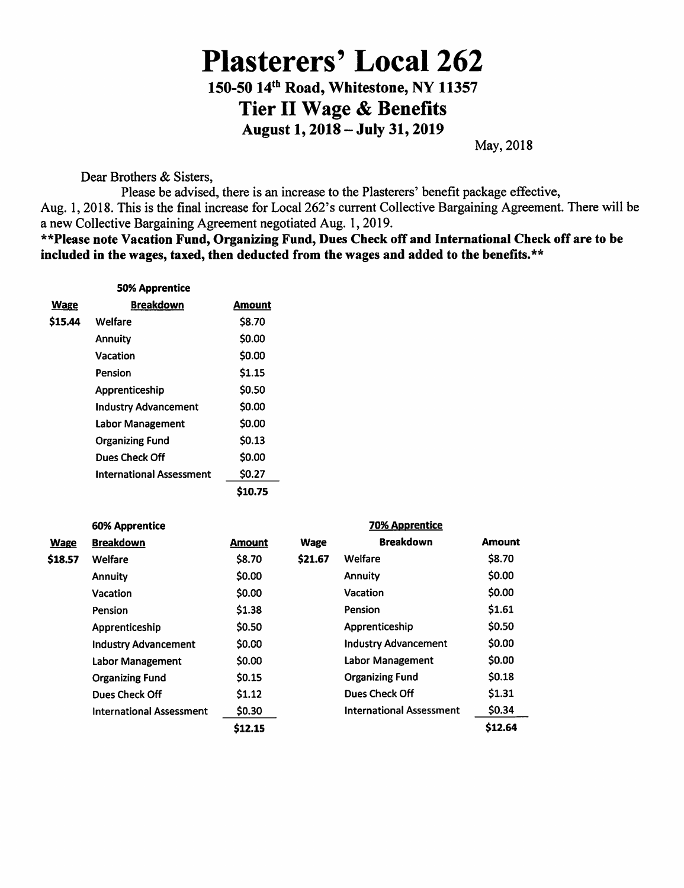# Plasterers' Local 262

## 150-50 14th Road, Whitestone, NY 11357

## Tier II Wage & Benefits

### August 1, 2018 – July 31, 2019

May, 2018

Dear Brothers & Sisters,

Please be advised, there is an increase to the Plasterers' benefit package effective, Aug. 1, 2018. This is the final increase for Local 262's current Collective Bargaining Agreement. There will be a new Collective Bargaining Agreement negotiated Aug. 1, 2019.

**\*\*Please note Vacation Fund, Organizing Fund, Dues Check off and International Check off are to be included in the wages, taxed, then deducted from the wages and added to the benefits.\*\***

**50% Apprentice**

| Wage | Breakdown | Amount |
|---|---|---|
| $15.44 | Welfare | $8.70 |
| | Annuity | $0.00 |
| | Vacation | $0.00 |
| | Pension | $1.15 |
| | Apprenticeship | $0.50 |
| | Industry Advancement | $0.00 |
| | Labor Management | $0.00 |
| | Organizing Fund | $0.13 |
| | Dues Check Off | $0.00 |
| | International Assessment | $0.27 |
| | | $10.75 |

**60% Apprentice**

| Wage | Breakdown | Amount |
|---|---|---|
| $18.57 | Welfare | $8.70 |
| | Annuity | $0.00 |
| | Vacation | $0.00 |
| | Pension | $1.38 |
| | Apprenticeship | $0.50 |
| | Industry Advancement | $0.00 |
| | Labor Management | $0.00 |
| | Organizing Fund | $0.15 |
| | Dues Check Off | $1.12 |
| | International Assessment | $0.30 |
| | | $12.15 |

**70% Apprentice**

| Wage | Breakdown | Amount |
|---|---|---|
| $21.67 | Welfare | $8.70 |
| | Annuity | $0.00 |
| | Vacation | $0.00 |
| | Pension | $1.61 |
| | Apprenticeship | $0.50 |
| | Industry Advancement | $0.00 |
| | Labor Management | $0.00 |
| | Organizing Fund | $0.18 |
| | Dues Check Off | $1.31 |
| | International Assessment | $0.34 |
| | | $12.64 |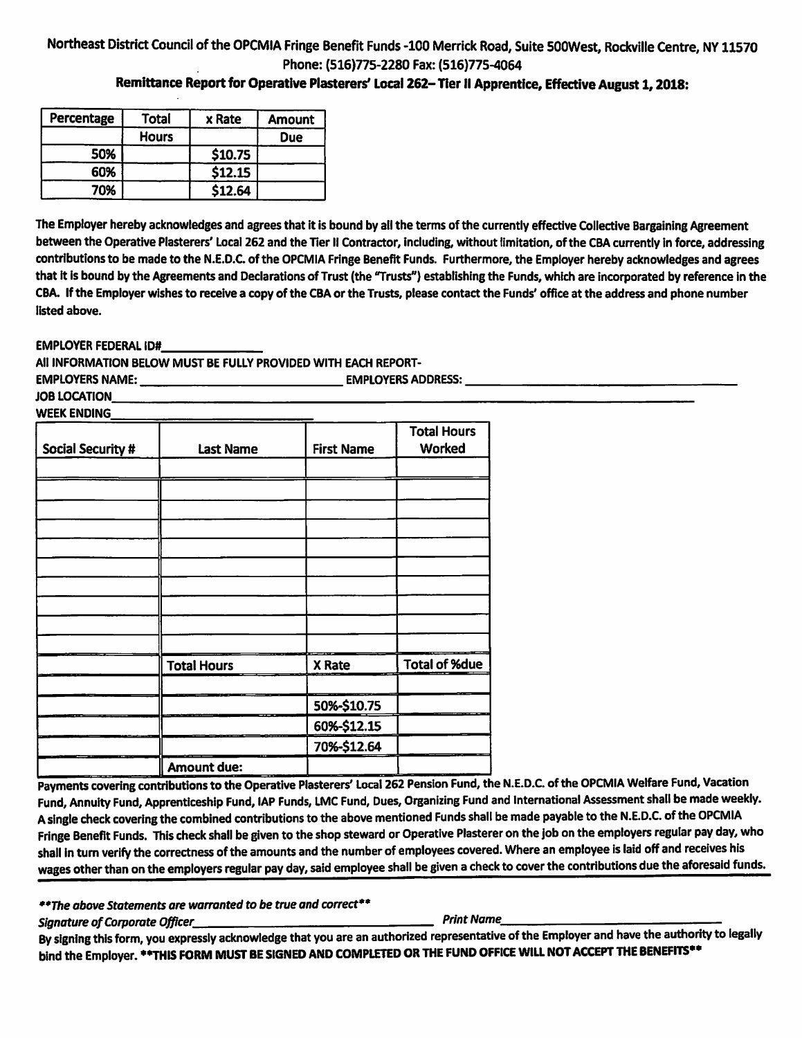Northeast District Council of the OPCMIA Fringe Benefit Funds -100 Merrick Road, Suite 500West, Rockville Centre, NY 11570
Phone: (516)775-2280 Fax: (516)775-4064

**Remittance Report for Operative Plasterers' Local 262– Tier II Apprentice, Effective August 1, 2018:**

| Percentage | Total Hours | x Rate | Amount Due |
|---|---|---|---|
| 50% | | $10.75 | |
| 60% | | $12.15 | |
| 70% | | $12.64 | |

**The Employer hereby acknowledges and agrees that it is bound by all the terms of the currently effective Collective Bargaining Agreement between the Operative Plasterers' Local 262 and the Tier II Contractor, including, without limitation, of the CBA currently in force, addressing contributions to be made to the N.E.D.C. of the OPCMIA Fringe Benefit Funds. Furthermore, the Employer hereby acknowledges and agrees that it is bound by the Agreements and Declarations of Trust (the "Trusts") establishing the Funds, which are incorporated by reference in the CBA. If the Employer wishes to receive a copy of the CBA or the Trusts, please contact the Funds' office at the address and phone number listed above.**

EMPLOYER FEDERAL ID#\_\_\_\_\_\_\_\_\_\_\_\_\_\_\_

All INFORMATION BELOW MUST BE FULLY PROVIDED WITH EACH REPORT-

EMPLOYERS NAME: \_\_\_\_\_\_\_\_\_\_\_\_\_\_\_\_\_\_\_\_\_\_\_\_\_\_\_\_\_\_ EMPLOYERS ADDRESS: \_\_\_\_\_\_\_\_\_\_\_\_\_\_\_\_\_\_\_\_\_\_\_\_\_\_\_\_\_\_\_\_\_\_\_\_\_\_\_\_

JOB LOCATION\_\_\_\_\_\_\_\_\_\_\_\_\_\_\_\_\_\_\_\_\_\_\_\_\_\_\_\_\_\_\_\_\_\_\_\_\_\_\_\_\_\_\_\_\_\_\_\_\_\_\_\_\_\_\_\_\_\_\_\_\_\_\_\_\_\_\_\_\_\_\_\_\_\_\_\_\_\_\_\_\_\_\_\_\_\_\_\_

WEEK ENDING\_\_\_\_\_\_\_\_\_\_\_\_\_\_\_\_\_\_\_\_\_\_\_\_\_\_\_\_\_\_\_\_

| Social Security # | Last Name | First Name | Total Hours Worked |
|---|---|---|---|
| | | | |
| | | | |
| | | | |
| | | | |
| | | | |
| | | | |
| | | | |
| | | | |
| | | | |
| | | | |
| | Total Hours | X Rate | Total of %due |
| | | | |
| | | 50%-$10.75 | |
| | | 60%-$12.15 | |
| | | 70%-$12.64 | |
| | Amount due: | | |

**Payments covering contributions to the Operative Plasterers' Local 262 Pension Fund, the N.E.D.C. of the OPCMIA Welfare Fund, Vacation Fund, Annuity Fund, Apprenticeship Fund, IAP Funds, LMC Fund, Dues, Organizing Fund and International Assessment shall be made weekly. A single check covering the combined contributions to the above mentioned Funds shall be made payable to the N.E.D.C. of the OPCMIA Fringe Benefit Funds. This check shall be given to the shop steward or Operative Plasterer on the job on the employers regular pay day, who shall in turn verify the correctness of the amounts and the number of employees covered. Where an employee is laid off and receives his wages other than on the employers regular pay day, said employee shall be given a check to cover the contributions due the aforesaid funds.**

***\*\*The above Statements are warranted to be true and correct\*\****

*Signature of Corporate Officer*\_\_\_\_\_\_\_\_\_\_\_\_\_\_\_\_\_\_\_\_\_\_\_\_\_\_\_\_\_\_\_\_\_\_\_\_ *Print Name*\_\_\_\_\_\_\_\_\_\_\_\_\_\_\_\_\_\_\_\_\_\_\_\_\_\_\_\_\_\_\_\_\_\_\_

**By signing this form, you expressly acknowledge that you are an authorized representative of the Employer and have the authority to legally bind the Employer. \*\*THIS FORM MUST BE SIGNED AND COMPLETED OR THE FUND OFFICE WILL NOT ACCEPT THE BENEFITS\*\***